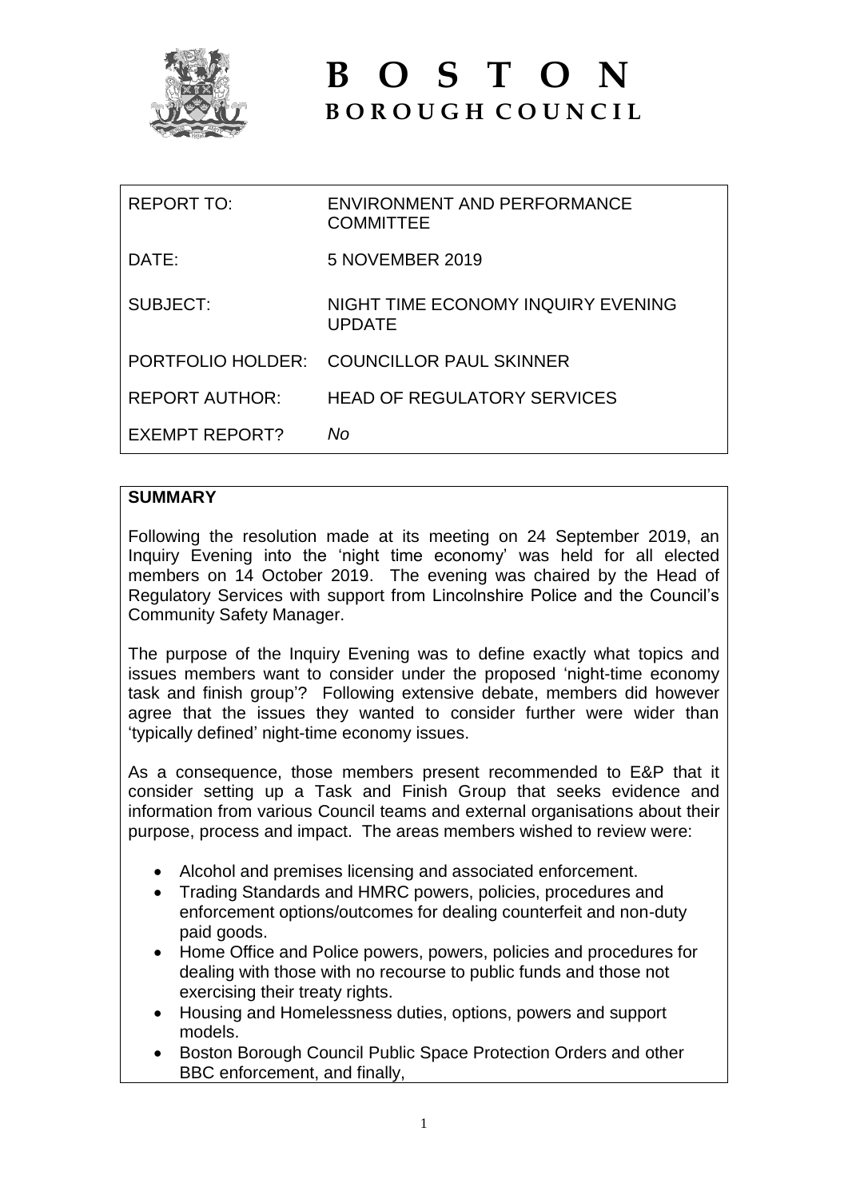# BOSTON
## BOROUGH COUNCIL

| | |
|---|---|
| REPORT TO: | ENVIRONMENT AND PERFORMANCE COMMITTEE |
| DATE: | 5 NOVEMBER 2019 |
| SUBJECT: | NIGHT TIME ECONOMY INQUIRY EVENING UPDATE |
| PORTFOLIO HOLDER: | COUNCILLOR PAUL SKINNER |
| REPORT AUTHOR: | HEAD OF REGULATORY SERVICES |
| EXEMPT REPORT? | *No* |

**SUMMARY**

Following the resolution made at its meeting on 24 September 2019, an Inquiry Evening into the 'night time economy' was held for all elected members on 14 October 2019. The evening was chaired by the Head of Regulatory Services with support from Lincolnshire Police and the Council's Community Safety Manager.

The purpose of the Inquiry Evening was to define exactly what topics and issues members want to consider under the proposed 'night-time economy task and finish group'? Following extensive debate, members did however agree that the issues they wanted to consider further were wider than 'typically defined' night-time economy issues.

As a consequence, those members present recommended to E&P that it consider setting up a Task and Finish Group that seeks evidence and information from various Council teams and external organisations about their purpose, process and impact. The areas members wished to review were:

- Alcohol and premises licensing and associated enforcement.
- Trading Standards and HMRC powers, policies, procedures and enforcement options/outcomes for dealing counterfeit and non-duty paid goods.
- Home Office and Police powers, powers, policies and procedures for dealing with those with no recourse to public funds and those not exercising their treaty rights.
- Housing and Homelessness duties, options, powers and support models.
- Boston Borough Council Public Space Protection Orders and other BBC enforcement, and finally,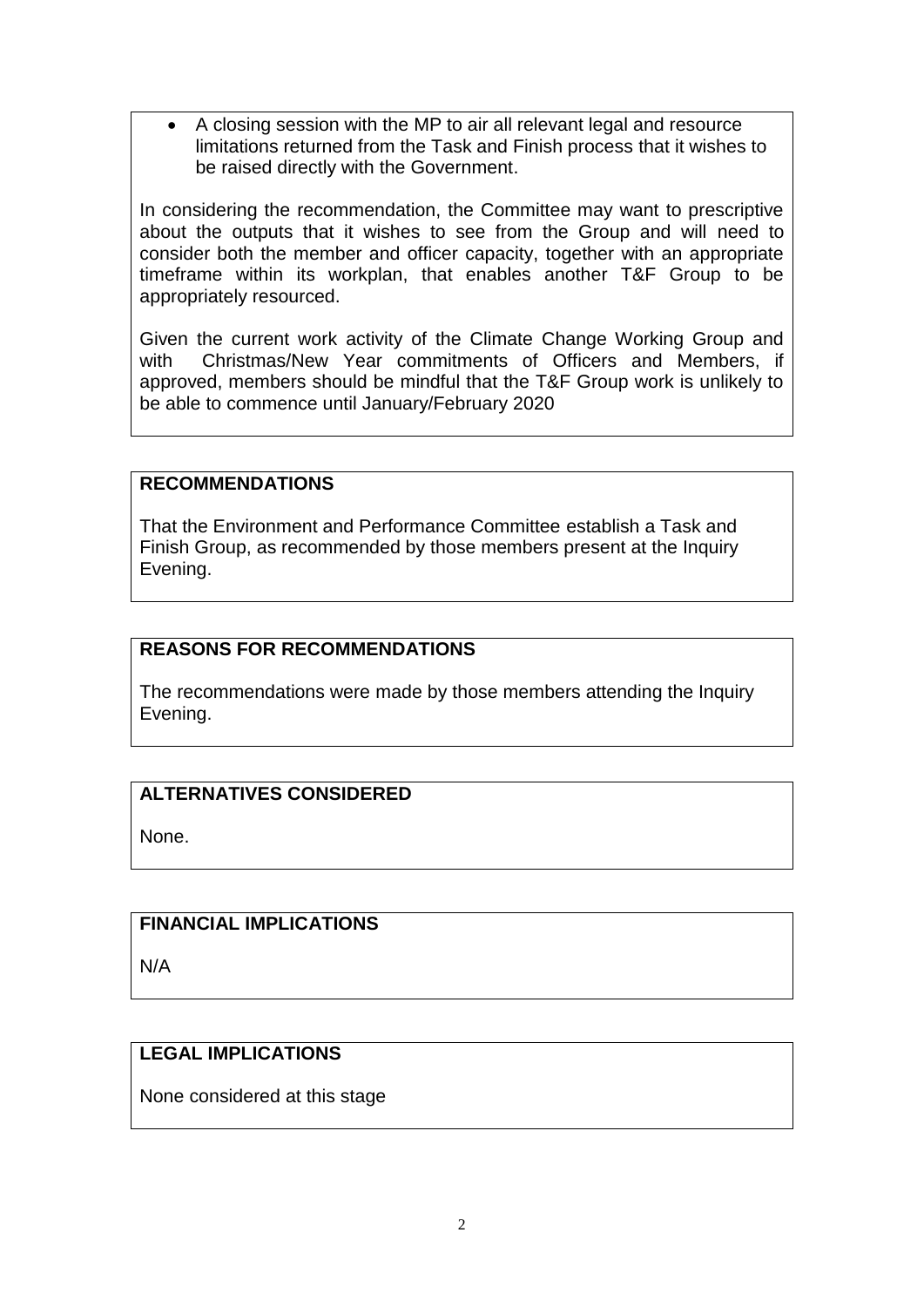- A closing session with the MP to air all relevant legal and resource limitations returned from the Task and Finish process that it wishes to be raised directly with the Government.

In considering the recommendation, the Committee may want to prescriptive about the outputs that it wishes to see from the Group and will need to consider both the member and officer capacity, together with an appropriate timeframe within its workplan, that enables another T&F Group to be appropriately resourced.

Given the current work activity of the Climate Change Working Group and with Christmas/New Year commitments of Officers and Members, if approved, members should be mindful that the T&F Group work is unlikely to be able to commence until January/February 2020

## RECOMMENDATIONS

That the Environment and Performance Committee establish a Task and Finish Group, as recommended by those members present at the Inquiry Evening.

## REASONS FOR RECOMMENDATIONS

The recommendations were made by those members attending the Inquiry Evening.

## ALTERNATIVES CONSIDERED

None.

## FINANCIAL IMPLICATIONS

N/A

## LEGAL IMPLICATIONS

None considered at this stage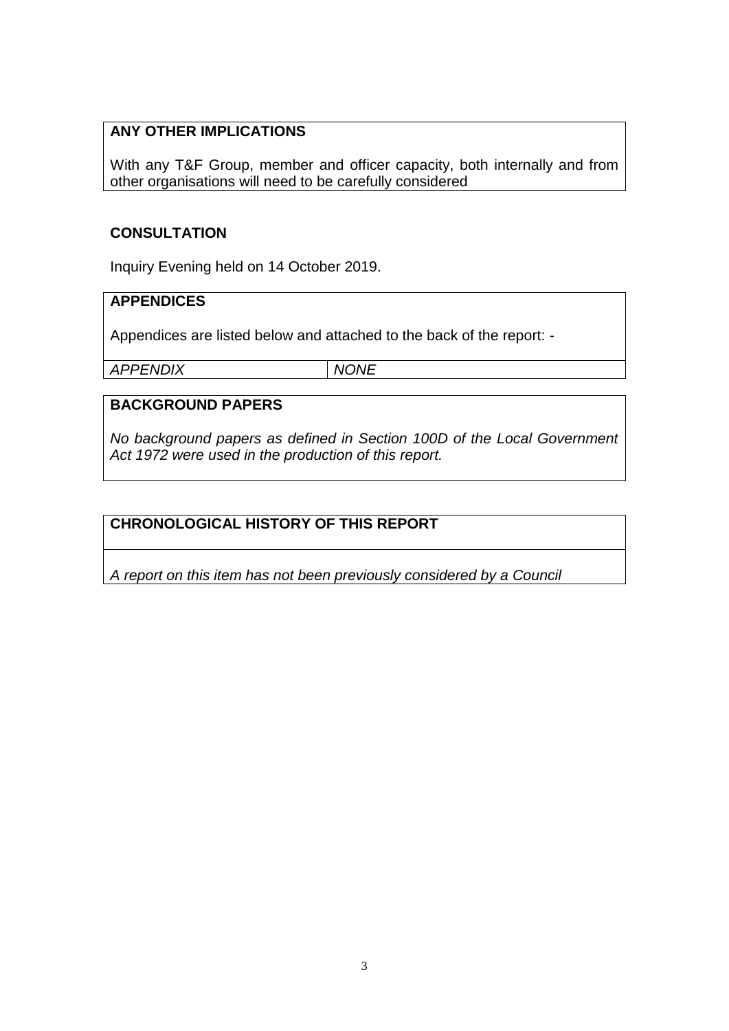**ANY OTHER IMPLICATIONS**

With any T&F Group, member and officer capacity, both internally and from other organisations will need to be carefully considered

**CONSULTATION**

Inquiry Evening held on 14 October 2019.

**APPENDICES**

Appendices are listed below and attached to the back of the report: -

| | |
|---|---|
| *APPENDIX* | *NONE* |

**BACKGROUND PAPERS**

*No background papers as defined in Section 100D of the Local Government Act 1972 were used in the production of this report.*

**CHRONOLOGICAL HISTORY OF THIS REPORT**

*A report on this item has not been previously considered by a Council*